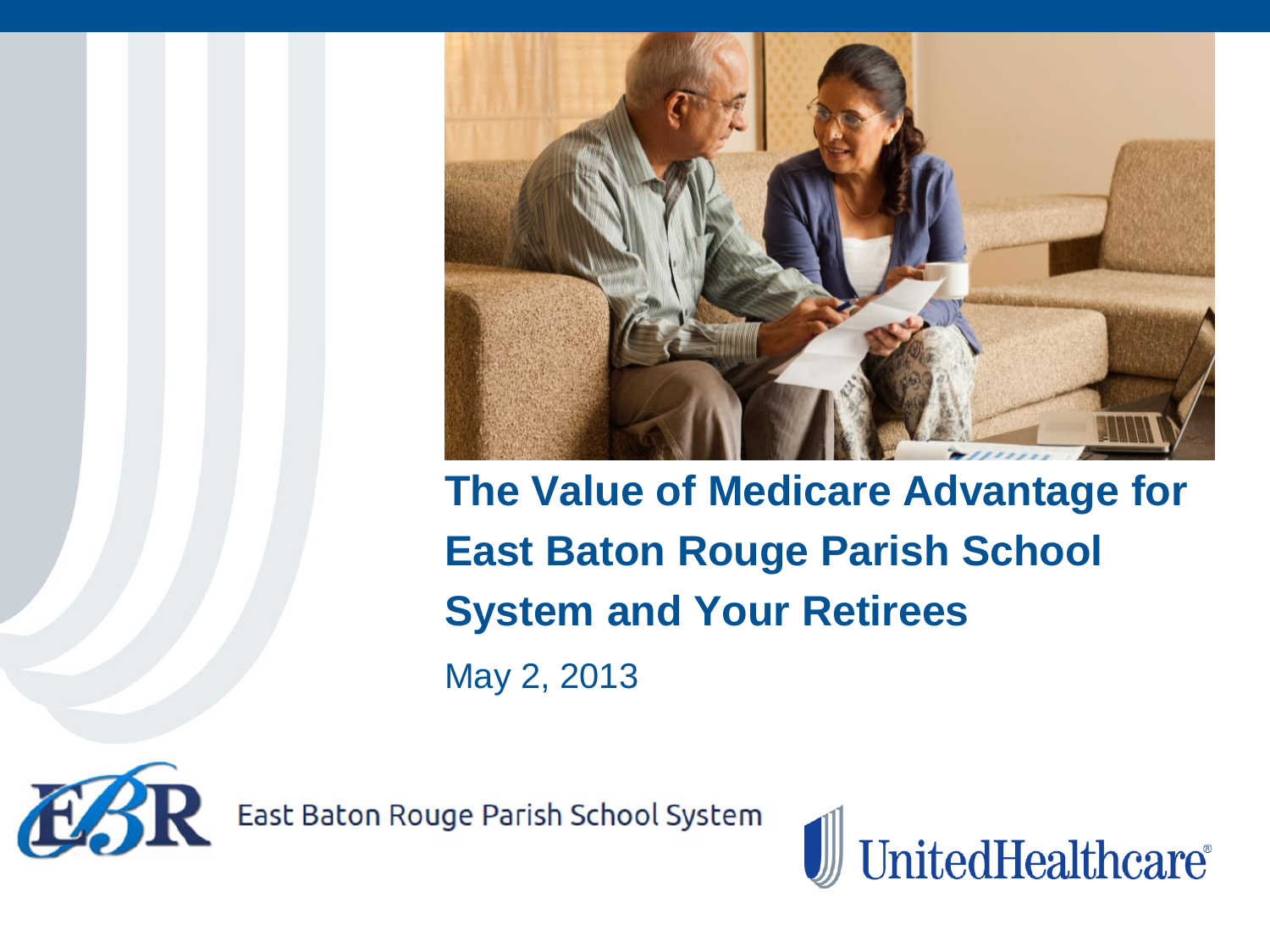# The Value of Medicare Advantage for East Baton Rouge Parish School System and Your Retirees

May 2, 2013

East Baton Rouge Parish School System

UnitedHealthcare®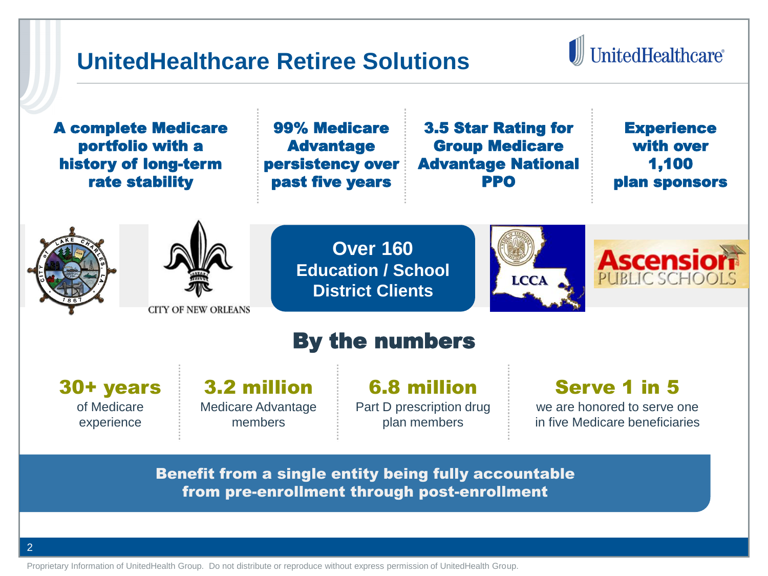# UnitedHealthcare Retiree Solutions

UnitedHealthcare

**A complete Medicare portfolio with a history of long-term rate stability**

**99% Medicare Advantage persistency over past five years**

**3.5 Star Rating for Group Medicare Advantage National PPO**

**Experience with over 1,100 plan sponsors**

CITY OF NEW ORLEANS

**Over 160 Education / School District Clients**

LCCA

Ascension PUBLIC SCHOOLS

## By the numbers

**30+ years**
of Medicare experience

**3.2 million**
Medicare Advantage members

**6.8 million**
Part D prescription drug plan members

**Serve 1 in 5**
we are honored to serve one in five Medicare beneficiaries

**Benefit from a single entity being fully accountable from pre-enrollment through post-enrollment**

Proprietary Information of UnitedHealth Group. Do not distribute or reproduce without express permission of UnitedHealth Group.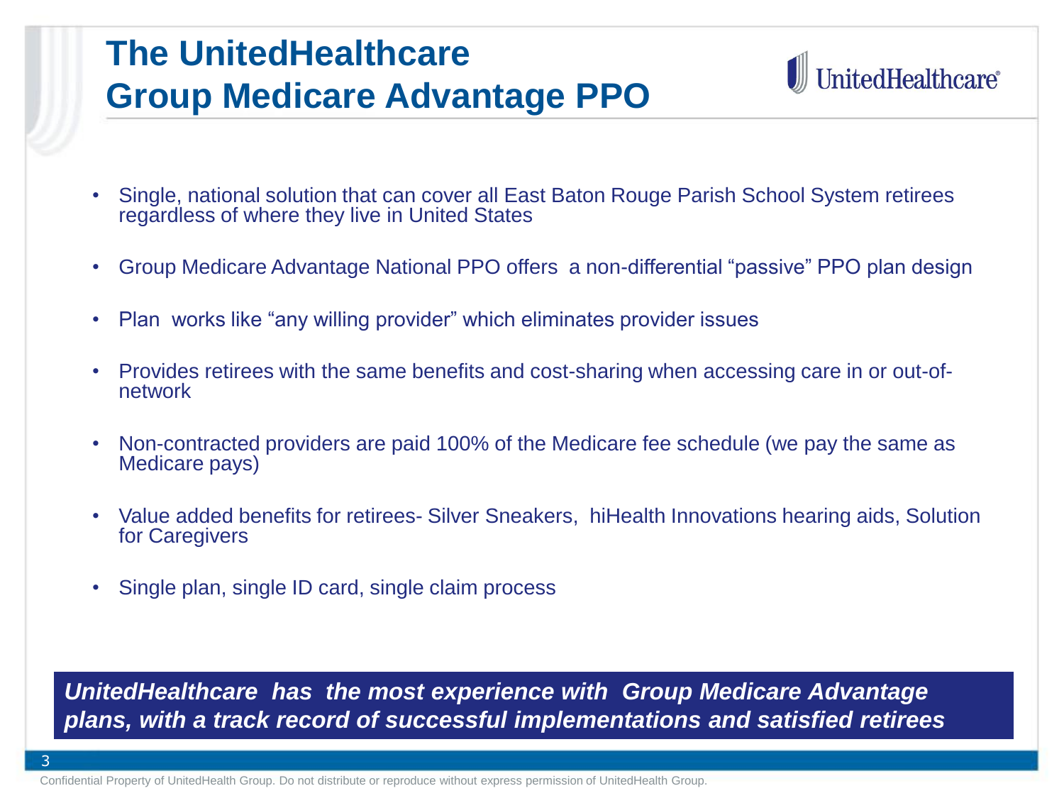# The UnitedHealthcare Group Medicare Advantage PPO

- Single, national solution that can cover all East Baton Rouge Parish School System retirees regardless of where they live in United States
- Group Medicare Advantage National PPO offers a non-differential "passive" PPO plan design
- Plan works like "any willing provider" which eliminates provider issues
- Provides retirees with the same benefits and cost-sharing when accessing care in or out-of-network
- Non-contracted providers are paid 100% of the Medicare fee schedule (we pay the same as Medicare pays)
- Value added benefits for retirees- Silver Sneakers, hiHealth Innovations hearing aids, Solution for Caregivers
- Single plan, single ID card, single claim process

***UnitedHealthcare has the most experience with Group Medicare Advantage plans, with a track record of successful implementations and satisfied retirees***

Confidential Property of UnitedHealth Group. Do not distribute or reproduce without express permission of UnitedHealth Group.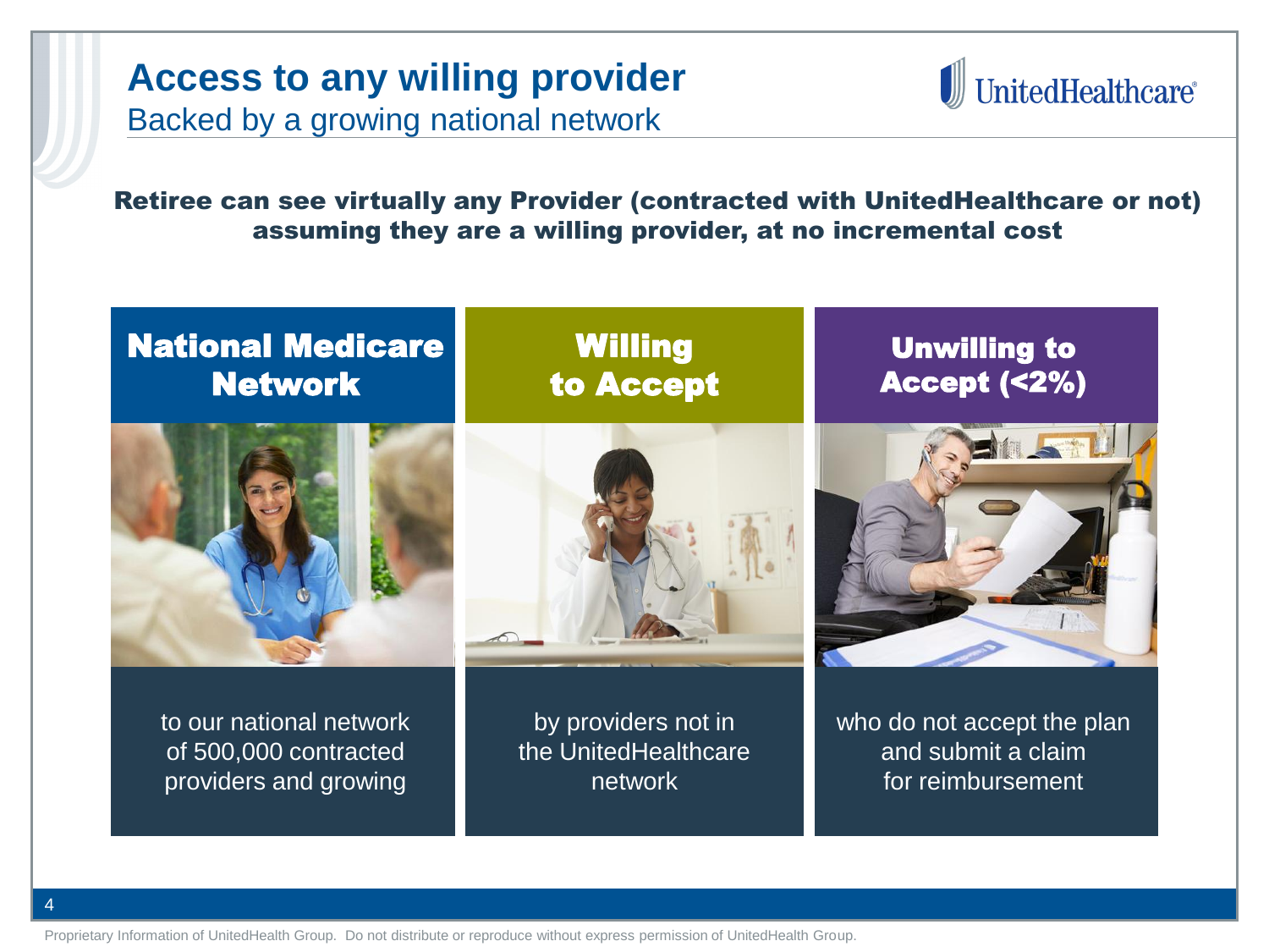# Access to any willing provider

## Backed by a growing national network

**Retiree can see virtually any Provider (contracted with UnitedHealthcare or not) assuming they are a willing provider, at no incremental cost**

### National Medicare Network

to our national network of 500,000 contracted providers and growing

### Willing to Accept

by providers not in the UnitedHealthcare network

### Unwilling to Accept (<2%)

who do not accept the plan and submit a claim for reimbursement

Proprietary Information of UnitedHealth Group. Do not distribute or reproduce without express permission of UnitedHealth Group.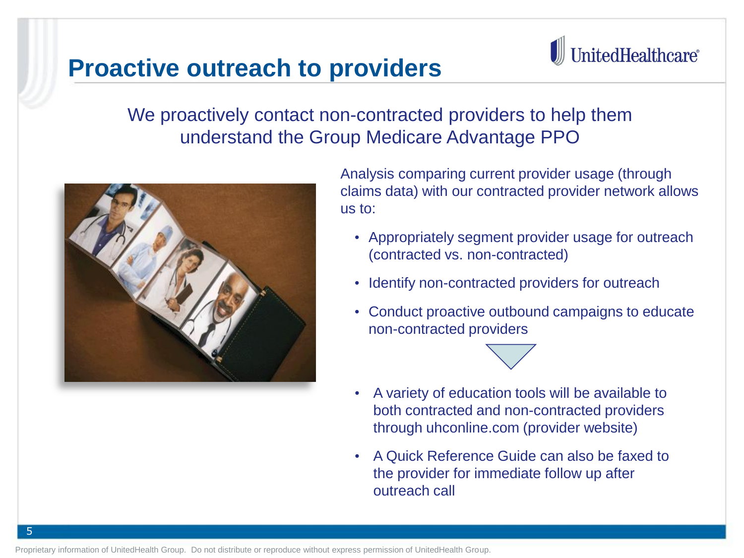# Proactive outreach to providers

We proactively contact non-contracted providers to help them understand the Group Medicare Advantage PPO

Analysis comparing current provider usage (through claims data) with our contracted provider network allows us to:

- Appropriately segment provider usage for outreach (contracted vs. non-contracted)
- Identify non-contracted providers for outreach
- Conduct proactive outbound campaigns to educate non-contracted providers

- A variety of education tools will be available to both contracted and non-contracted providers through uhconline.com (provider website)
- A Quick Reference Guide can also be faxed to the provider for immediate follow up after outreach call

Proprietary information of UnitedHealth Group. Do not distribute or reproduce without express permission of UnitedHealth Group.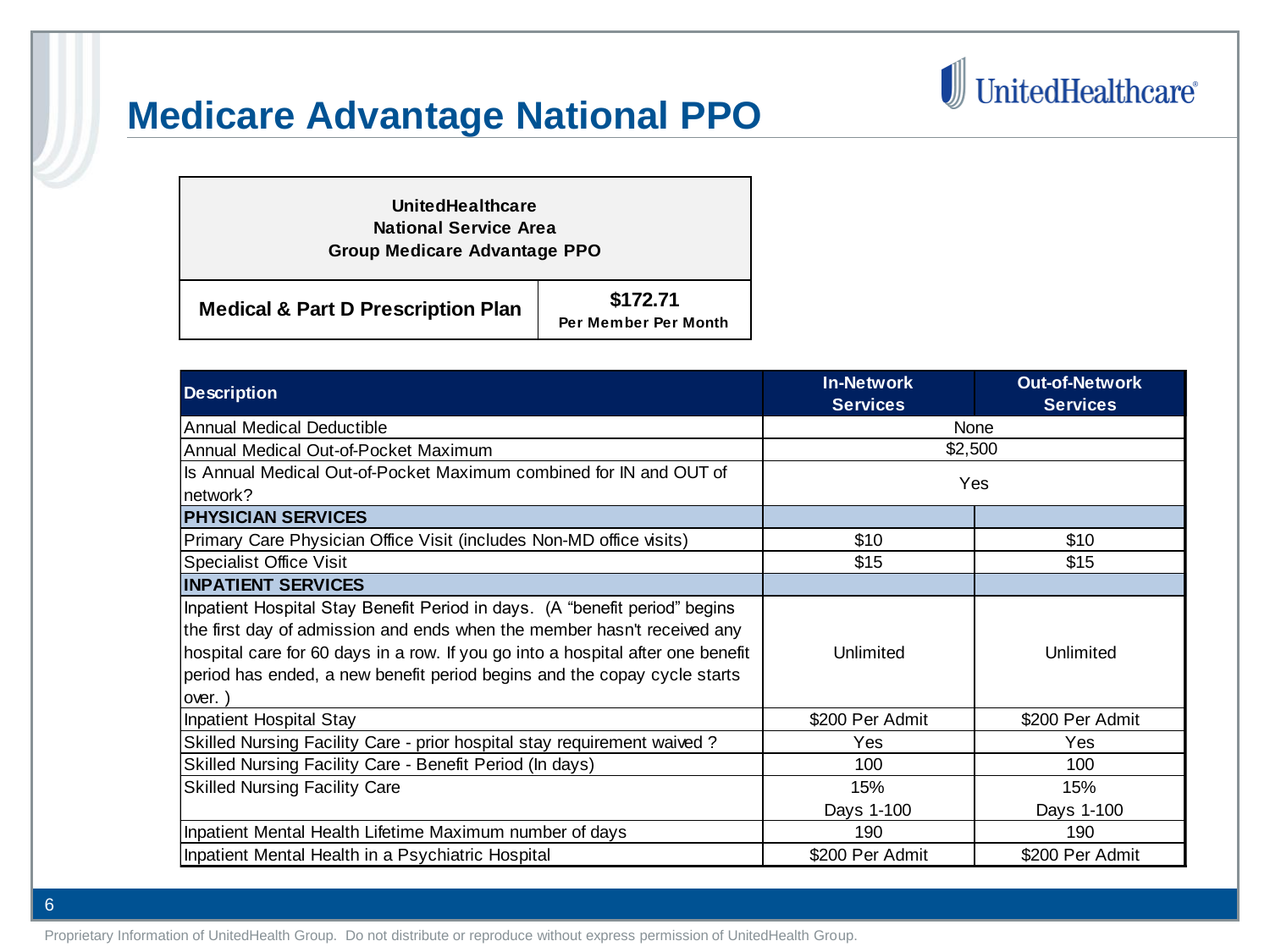# Medicare Advantage National PPO

| UnitedHealthcare<br>National Service Area<br>Group Medicare Advantage PPO | |
|---|---|
| **Medical & Part D Prescription Plan** | **$172.71**<br>**Per Member Per Month** |

| Description | In-Network Services | Out-of-Network Services |
|---|---|---|
| Annual Medical Deductible | None | |
| Annual Medical Out-of-Pocket Maximum | $2,500 | |
| Is Annual Medical Out-of-Pocket Maximum combined for IN and OUT of network? | Yes | |
| **PHYSICIAN SERVICES** | | |
| Primary Care Physician Office Visit (includes Non-MD office visits) | $10 | $10 |
| Specialist Office Visit | $15 | $15 |
| **INPATIENT SERVICES** | | |
| Inpatient Hospital Stay Benefit Period in days. (A "benefit period" begins the first day of admission and ends when the member hasn't received any hospital care for 60 days in a row. If you go into a hospital after one benefit period has ended, a new benefit period begins and the copay cycle starts over. ) | Unlimited | Unlimited |
| Inpatient Hospital Stay | $200 Per Admit | $200 Per Admit |
| Skilled Nursing Facility Care - prior hospital stay requirement waived ? | Yes | Yes |
| Skilled Nursing Facility Care - Benefit Period (In days) | 100 | 100 |
| Skilled Nursing Facility Care | 15%<br>Days 1-100 | 15%<br>Days 1-100 |
| Inpatient Mental Health Lifetime Maximum number of days | 190 | 190 |
| Inpatient Mental Health in a Psychiatric Hospital | $200 Per Admit | $200 Per Admit |

Proprietary Information of UnitedHealth Group. Do not distribute or reproduce without express permission of UnitedHealth Group.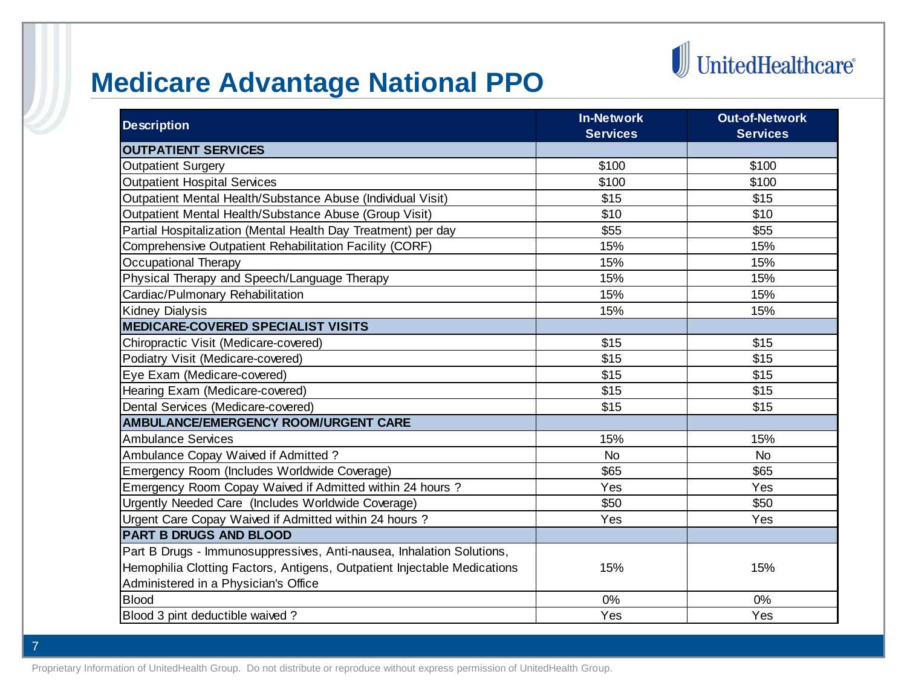# Medicare Advantage National PPO

| Description | In-Network Services | Out-of-Network Services |
|---|---|---|
| **OUTPATIENT SERVICES** | | |
| Outpatient Surgery | $100 | $100 |
| Outpatient Hospital Services | $100 | $100 |
| Outpatient Mental Health/Substance Abuse (Individual Visit) | $15 | $15 |
| Outpatient Mental Health/Substance Abuse (Group Visit) | $10 | $10 |
| Partial Hospitalization (Mental Health Day Treatment) per day | $55 | $55 |
| Comprehensive Outpatient Rehabilitation Facility (CORF) | 15% | 15% |
| Occupational Therapy | 15% | 15% |
| Physical Therapy and Speech/Language Therapy | 15% | 15% |
| Cardiac/Pulmonary Rehabilitation | 15% | 15% |
| Kidney Dialysis | 15% | 15% |
| **MEDICARE-COVERED SPECIALIST VISITS** | | |
| Chiropractic Visit (Medicare-covered) | $15 | $15 |
| Podiatry Visit (Medicare-covered) | $15 | $15 |
| Eye Exam (Medicare-covered) | $15 | $15 |
| Hearing Exam (Medicare-covered) | $15 | $15 |
| Dental Services (Medicare-covered) | $15 | $15 |
| **AMBULANCE/EMERGENCY ROOM/URGENT CARE** | | |
| Ambulance Services | 15% | 15% |
| Ambulance Copay Waived if Admitted ? | No | No |
| Emergency Room (Includes Worldwide Coverage) | $65 | $65 |
| Emergency Room Copay Waived if Admitted within 24 hours ? | Yes | Yes |
| Urgently Needed Care (Includes Worldwide Coverage) | $50 | $50 |
| Urgent Care Copay Waived if Admitted within 24 hours ? | Yes | Yes |
| **PART B DRUGS AND BLOOD** | | |
| Part B Drugs - Immunosuppressives, Anti-nausea, Inhalation Solutions, Hemophilia Clotting Factors, Antigens, Outpatient Injectable Medications Administered in a Physician's Office | 15% | 15% |
| Blood | 0% | 0% |
| Blood 3 pint deductible waived ? | Yes | Yes |

Proprietary Information of UnitedHealth Group. Do not distribute or reproduce without express permission of UnitedHealth Group.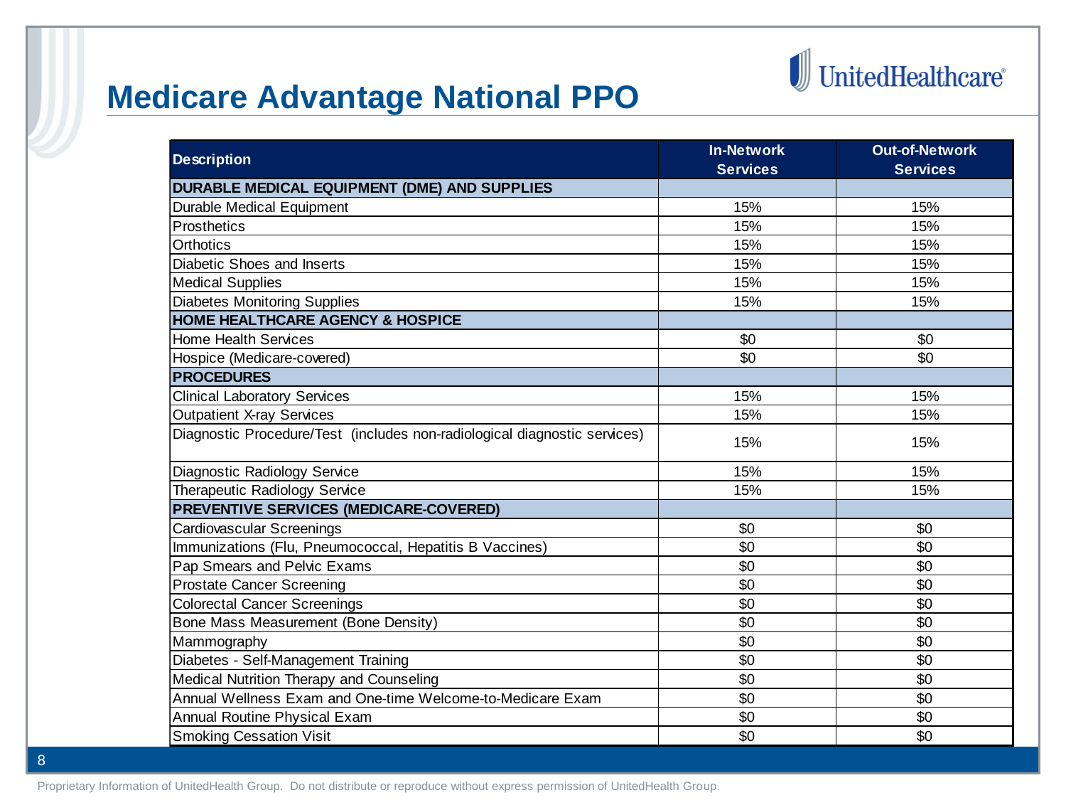# Medicare Advantage National PPO

| Description | In-Network Services | Out-of-Network Services |
|---|---|---|
| **DURABLE MEDICAL EQUIPMENT (DME) AND SUPPLIES** | | |
| Durable Medical Equipment | 15% | 15% |
| Prosthetics | 15% | 15% |
| Orthotics | 15% | 15% |
| Diabetic Shoes and Inserts | 15% | 15% |
| Medical Supplies | 15% | 15% |
| Diabetes Monitoring Supplies | 15% | 15% |
| **HOME HEALTHCARE AGENCY & HOSPICE** | | |
| Home Health Services | $0 | $0 |
| Hospice (Medicare-covered) | $0 | $0 |
| **PROCEDURES** | | |
| Clinical Laboratory Services | 15% | 15% |
| Outpatient X-ray Services | 15% | 15% |
| Diagnostic Procedure/Test (includes non-radiological diagnostic services) | 15% | 15% |
| Diagnostic Radiology Service | 15% | 15% |
| Therapeutic Radiology Service | 15% | 15% |
| **PREVENTIVE SERVICES (MEDICARE-COVERED)** | | |
| Cardiovascular Screenings | $0 | $0 |
| Immunizations (Flu, Pneumococcal, Hepatitis B Vaccines) | $0 | $0 |
| Pap Smears and Pelvic Exams | $0 | $0 |
| Prostate Cancer Screening | $0 | $0 |
| Colorectal Cancer Screenings | $0 | $0 |
| Bone Mass Measurement (Bone Density) | $0 | $0 |
| Mammography | $0 | $0 |
| Diabetes - Self-Management Training | $0 | $0 |
| Medical Nutrition Therapy and Counseling | $0 | $0 |
| Annual Wellness Exam and One-time Welcome-to-Medicare Exam | $0 | $0 |
| Annual Routine Physical Exam | $0 | $0 |
| Smoking Cessation Visit | $0 | $0 |

Proprietary Information of UnitedHealth Group. Do not distribute or reproduce without express permission of UnitedHealth Group.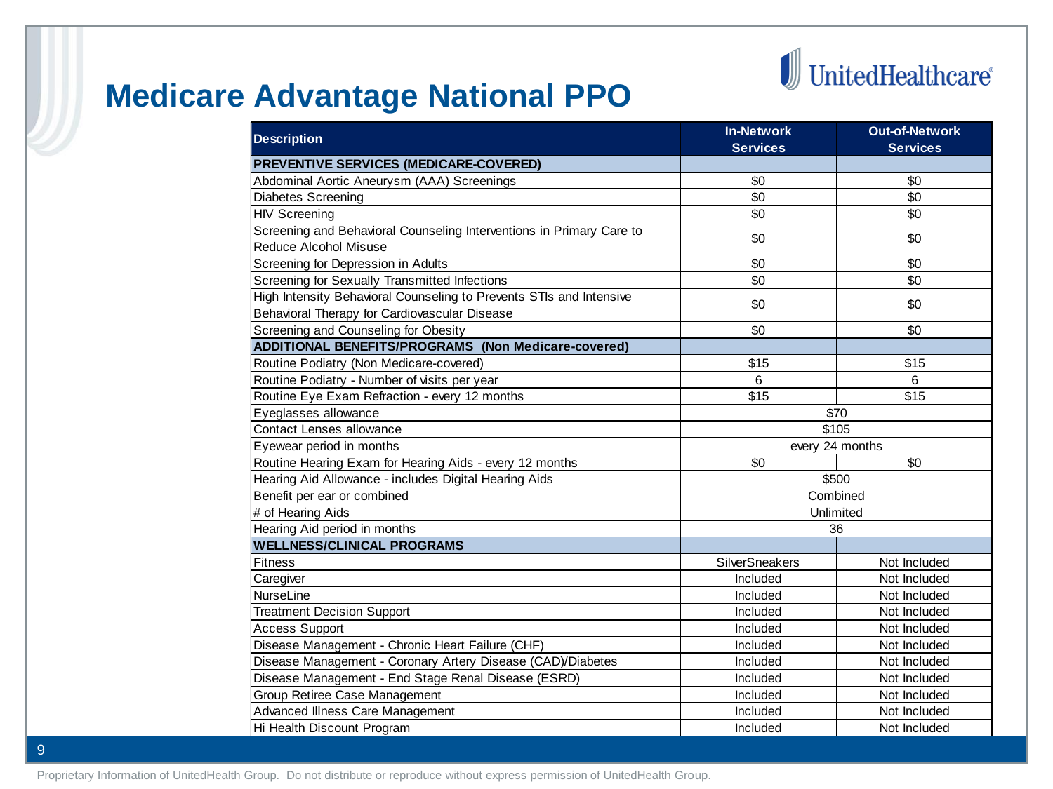# Medicare Advantage National PPO

| Description | In-Network Services | Out-of-Network Services |
|---|---|---|
| **PREVENTIVE SERVICES (MEDICARE-COVERED)** | | |
| Abdominal Aortic Aneurysm (AAA) Screenings | $0 | $0 |
| Diabetes Screening | $0 | $0 |
| HIV Screening | $0 | $0 |
| Screening and Behavioral Counseling Interventions in Primary Care to Reduce Alcohol Misuse | $0 | $0 |
| Screening for Depression in Adults | $0 | $0 |
| Screening for Sexually Transmitted Infections | $0 | $0 |
| High Intensity Behavioral Counseling to Prevents STIs and Intensive Behavioral Therapy for Cardiovascular Disease | $0 | $0 |
| Screening and Counseling for Obesity | $0 | $0 |
| **ADDITIONAL BENEFITS/PROGRAMS (Non Medicare-covered)** | | |
| Routine Podiatry (Non Medicare-covered) | $15 | $15 |
| Routine Podiatry - Number of visits per year | 6 | 6 |
| Routine Eye Exam Refraction - every 12 months | $15 | $15 |
| Eyeglasses allowance | $70 | |
| Contact Lenses allowance | $105 | |
| Eyewear period in months | every 24 months | |
| Routine Hearing Exam for Hearing Aids - every 12 months | $0 | $0 |
| Hearing Aid Allowance - includes Digital Hearing Aids | $500 | |
| Benefit per ear or combined | Combined | |
| # of Hearing Aids | Unlimited | |
| Hearing Aid period in months | 36 | |
| **WELLNESS/CLINICAL PROGRAMS** | | |
| Fitness | SilverSneakers | Not Included |
| Caregiver | Included | Not Included |
| NurseLine | Included | Not Included |
| Treatment Decision Support | Included | Not Included |
| Access Support | Included | Not Included |
| Disease Management - Chronic Heart Failure (CHF) | Included | Not Included |
| Disease Management - Coronary Artery Disease (CAD)/Diabetes | Included | Not Included |
| Disease Management - End Stage Renal Disease (ESRD) | Included | Not Included |
| Group Retiree Case Management | Included | Not Included |
| Advanced Illness Care Management | Included | Not Included |
| Hi Health Discount Program | Included | Not Included |

Proprietary Information of UnitedHealth Group. Do not distribute or reproduce without express permission of UnitedHealth Group.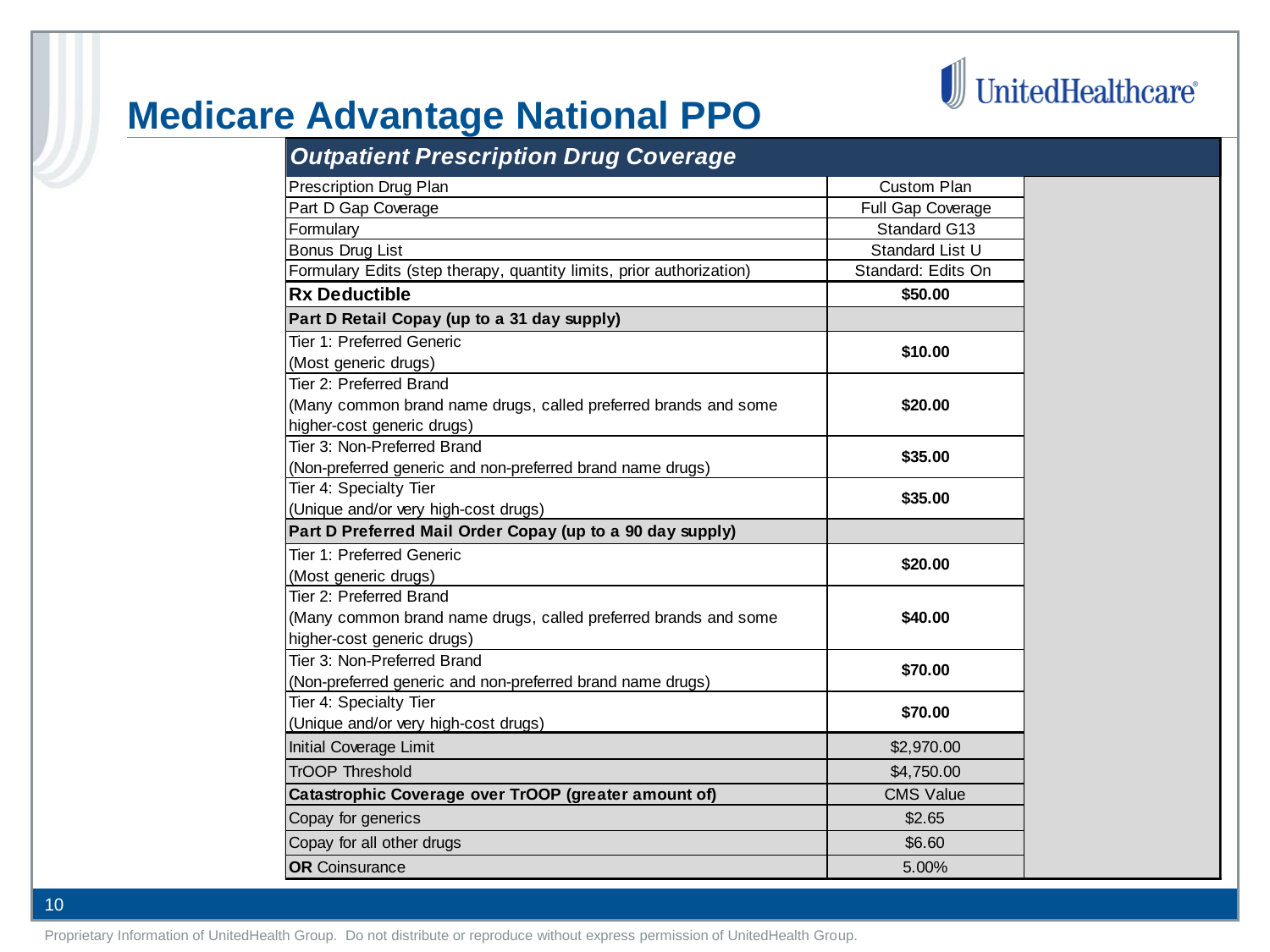# Medicare Advantage National PPO

| *Outpatient Prescription Drug Coverage* | |
|---|---|
| Prescription Drug Plan | Custom Plan |
| Part D Gap Coverage | Full Gap Coverage |
| Formulary | Standard G13 |
| Bonus Drug List | Standard List U |
| Formulary Edits (step therapy, quantity limits, prior authorization) | Standard: Edits On |
| **Rx Deductible** | **$50.00** |
| **Part D Retail Copay (up to a 31 day supply)** | |
| Tier 1: Preferred Generic (Most generic drugs) | **$10.00** |
| Tier 2: Preferred Brand (Many common brand name drugs, called preferred brands and some higher-cost generic drugs) | **$20.00** |
| Tier 3: Non-Preferred Brand (Non-preferred generic and non-preferred brand name drugs) | **$35.00** |
| Tier 4: Specialty Tier (Unique and/or very high-cost drugs) | **$35.00** |
| **Part D Preferred Mail Order Copay (up to a 90 day supply)** | |
| Tier 1: Preferred Generic (Most generic drugs) | **$20.00** |
| Tier 2: Preferred Brand (Many common brand name drugs, called preferred brands and some higher-cost generic drugs) | **$40.00** |
| Tier 3: Non-Preferred Brand (Non-preferred generic and non-preferred brand name drugs) | **$70.00** |
| Tier 4: Specialty Tier (Unique and/or very high-cost drugs) | **$70.00** |
| Initial Coverage Limit | $2,970.00 |
| TrOOP Threshold | $4,750.00 |
| **Catastrophic Coverage over TrOOP (greater amount of)** | CMS Value |
| Copay for generics | $2.65 |
| Copay for all other drugs | $6.60 |
| **OR** Coinsurance | 5.00% |

Proprietary Information of UnitedHealth Group. Do not distribute or reproduce without express permission of UnitedHealth Group.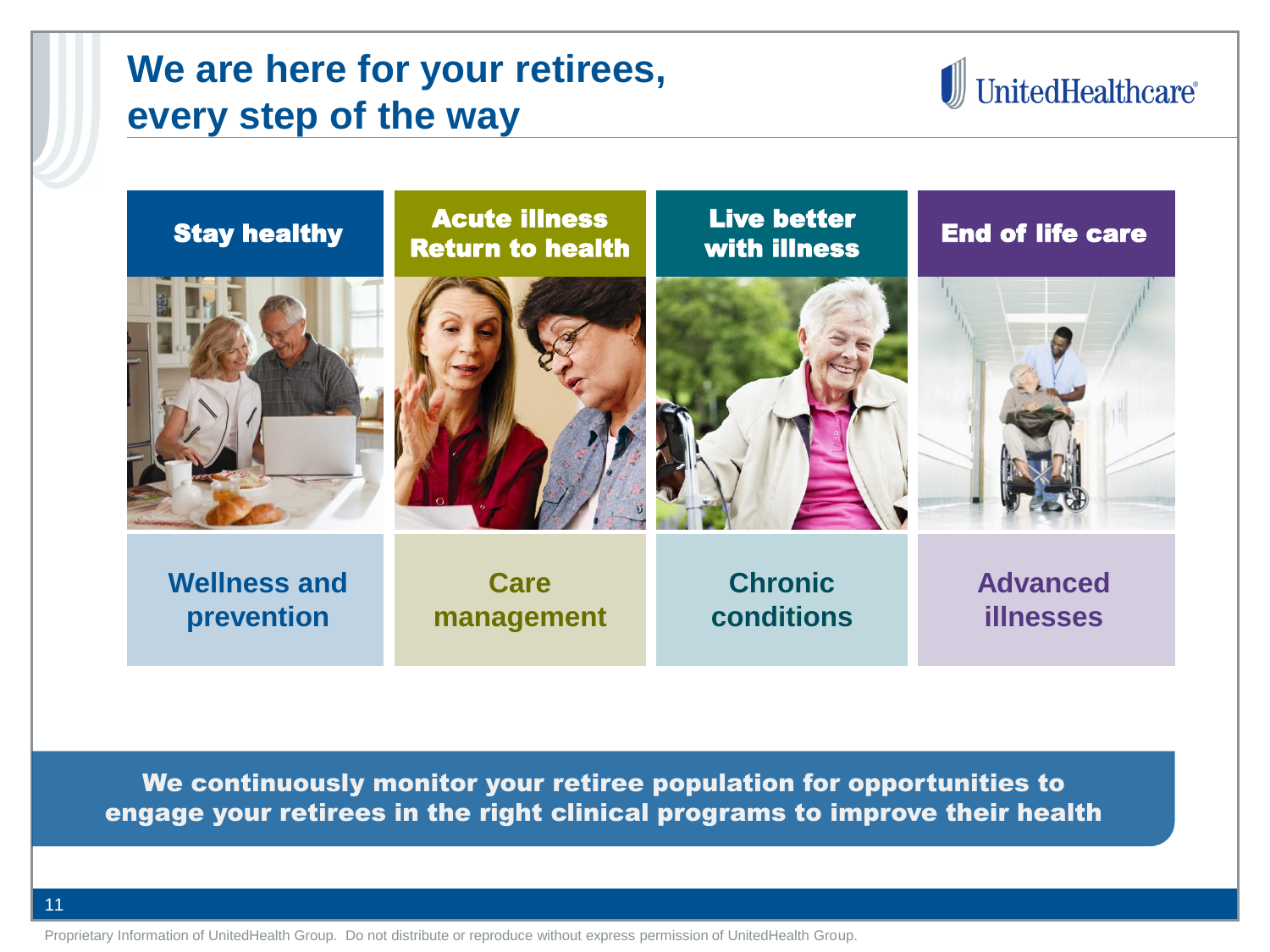# We are here for your retirees, every step of the way

UnitedHealthcare

| Stay healthy | Acute illness Return to health | Live better with illness | End of life care |
| --- | --- | --- | --- |
| Wellness and prevention | Care management | Chronic conditions | Advanced illnesses |

**We continuously monitor your retiree population for opportunities to engage your retirees in the right clinical programs to improve their health**

Proprietary Information of UnitedHealth Group. Do not distribute or reproduce without express permission of UnitedHealth Group.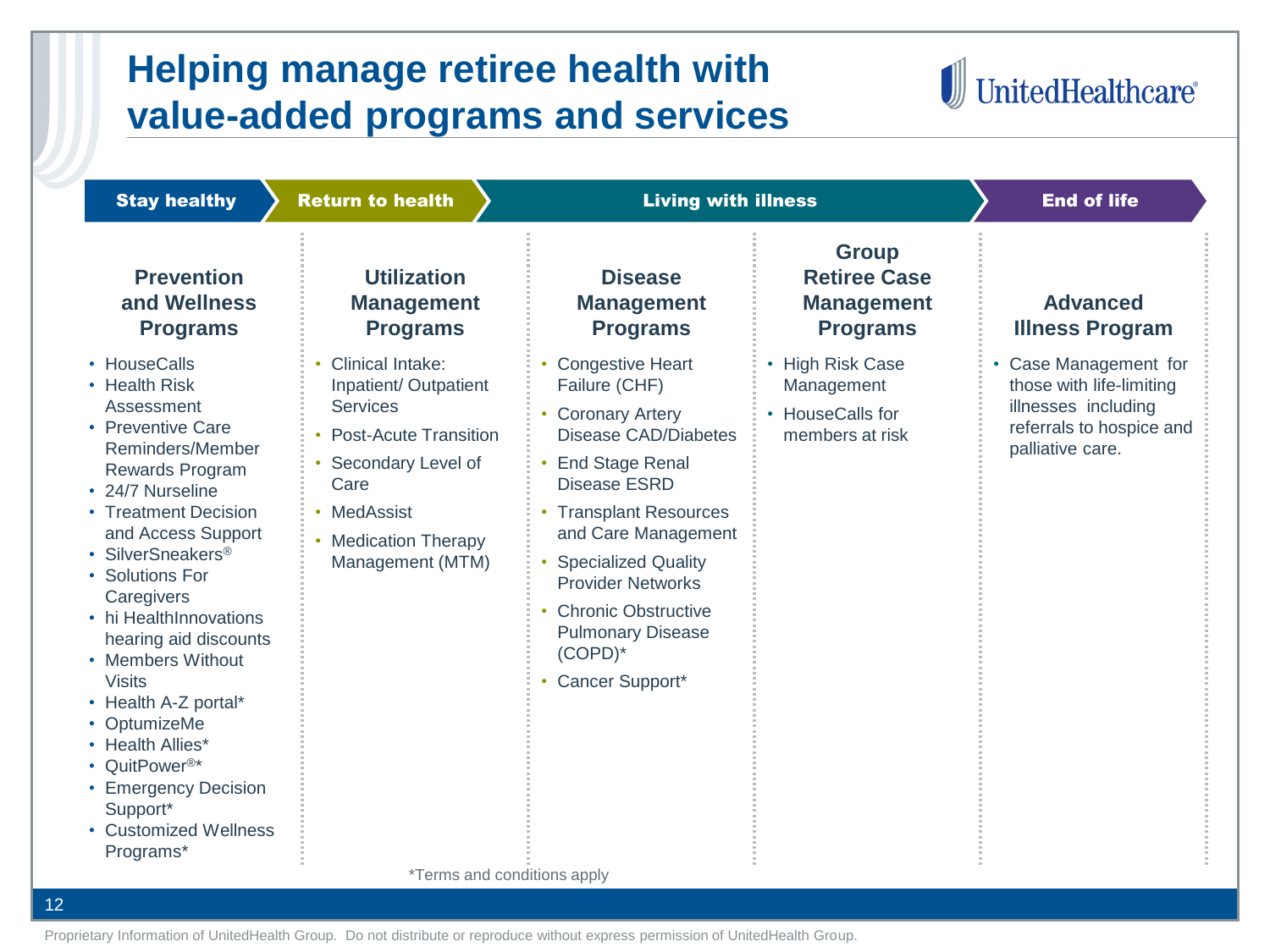# Helping manage retiree health with value-added programs and services

**Stay healthy** → **Return to health** → **Living with illness** → **End of life**

### Prevention and Wellness Programs

- HouseCalls
- Health Risk Assessment
- Preventive Care Reminders/Member Rewards Program
- 24/7 Nurseline
- Treatment Decision and Access Support
- SilverSneakers®
- Solutions For Caregivers
- hi HealthInnovations hearing aid discounts
- Members Without Visits
- Health A-Z portal*
- OptumizeMe
- Health Allies*
- QuitPower®*
- Emergency Decision Support*
- Customized Wellness Programs*

### Utilization Management Programs

- Clinical Intake: Inpatient/ Outpatient Services
- Post-Acute Transition
- Secondary Level of Care
- MedAssist
- Medication Therapy Management (MTM)

### Disease Management Programs

- Congestive Heart Failure (CHF)
- Coronary Artery Disease CAD/Diabetes
- End Stage Renal Disease ESRD
- Transplant Resources and Care Management
- Specialized Quality Provider Networks
- Chronic Obstructive Pulmonary Disease (COPD)*
- Cancer Support*

### Group Retiree Case Management Programs

- High Risk Case Management
- HouseCalls for members at risk

### Advanced Illness Program

- Case Management for those with life-limiting illnesses including referrals to hospice and palliative care.

*Terms and conditions apply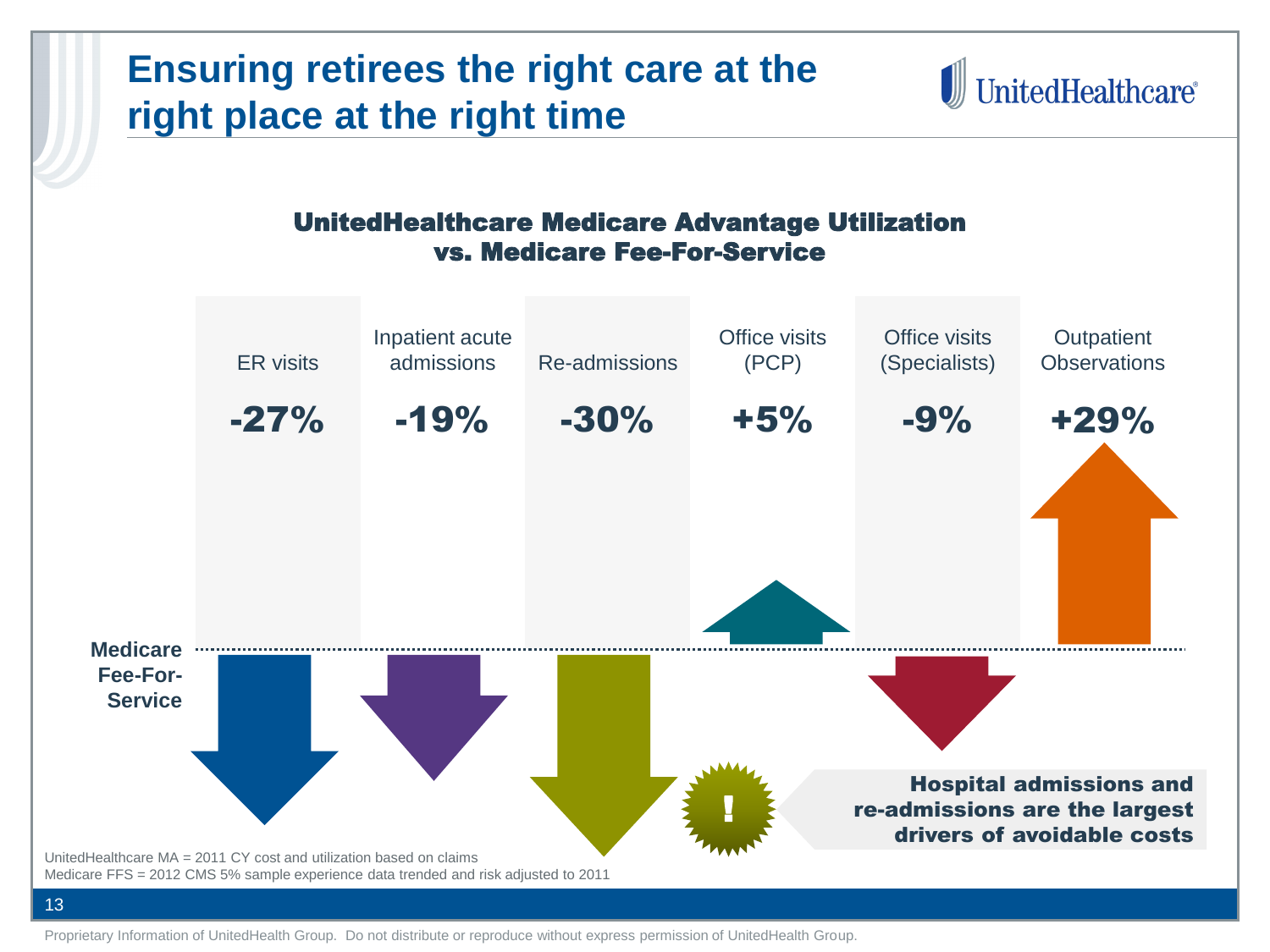# Ensuring retirees the right care at the right place at the right time

## UnitedHealthcare Medicare Advantage Utilization vs. Medicare Fee-For-Service

| ER visits | Inpatient acute admissions | Re-admissions | Office visits (PCP) | Office visits (Specialists) | Outpatient Observations |
|---|---|---|---|---|---|
| **-27%** | **-19%** | **-30%** | **+5%** | **-9%** | **+29%** |

**Medicare Fee-For-Service**

**Hospital admissions and re-admissions are the largest drivers of avoidable costs**

UnitedHealthcare MA = 2011 CY cost and utilization based on claims
Medicare FFS = 2012 CMS 5% sample experience data trended and risk adjusted to 2011

Proprietary Information of UnitedHealth Group. Do not distribute or reproduce without express permission of UnitedHealth Group.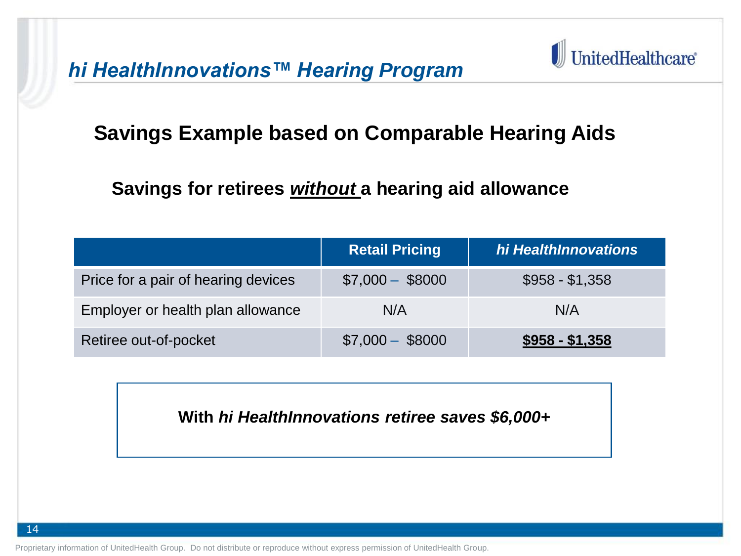## *hi HealthInnovations™ Hearing Program*

### Savings Example based on Comparable Hearing Aids

**Savings for retirees *without* a hearing aid allowance**

| | Retail Pricing | *hi HealthInnovations* |
|---|---|---|
| Price for a pair of hearing devices | $7,000 – $8000 | $958 - $1,358 |
| Employer or health plan allowance | N/A | N/A |
| Retiree out-of-pocket | $7,000 – $8000 | **$958 - $1,358** |

**With *hi HealthInnovations retiree saves $6,000+***

Proprietary information of UnitedHealth Group. Do not distribute or reproduce without express permission of UnitedHealth Group.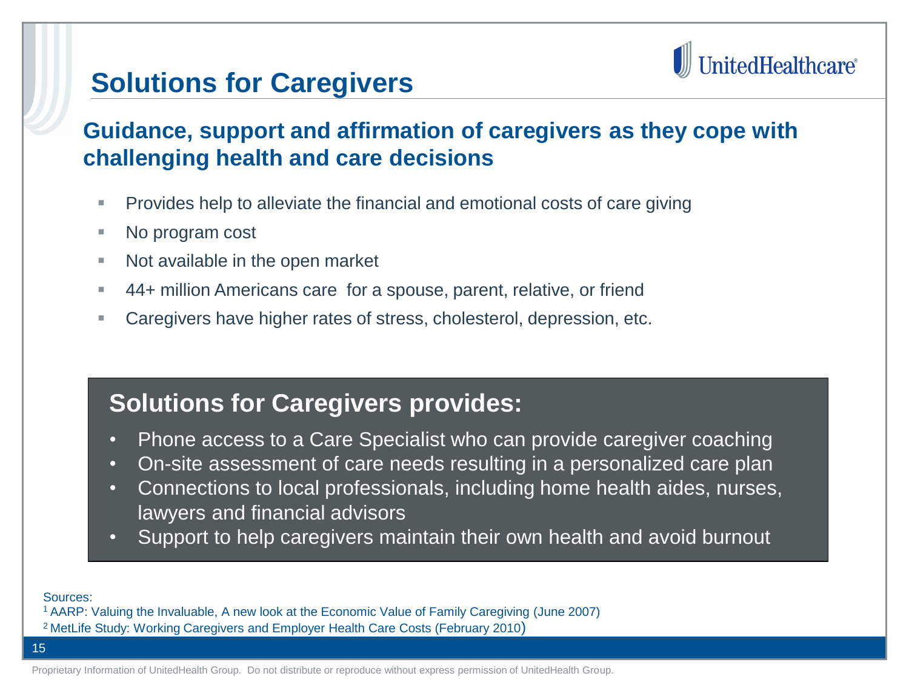# Solutions for Caregivers

UnitedHealthcare

## Guidance, support and affirmation of caregivers as they cope with challenging health and care decisions

- Provides help to alleviate the financial and emotional costs of care giving
- No program cost
- Not available in the open market
- 44+ million Americans care for a spouse, parent, relative, or friend
- Caregivers have higher rates of stress, cholesterol, depression, etc.

### Solutions for Caregivers provides:

- Phone access to a Care Specialist who can provide caregiver coaching
- On-site assessment of care needs resulting in a personalized care plan
- Connections to local professionals, including home health aides, nurses, lawyers and financial advisors
- Support to help caregivers maintain their own health and avoid burnout

Sources:

[1] AARP: Valuing the Invaluable, A new look at the Economic Value of Family Caregiving (June 2007)

[2] MetLife Study: Working Caregivers and Employer Health Care Costs (February 2010)

Proprietary Information of UnitedHealth Group. Do not distribute or reproduce without express permission of UnitedHealth Group.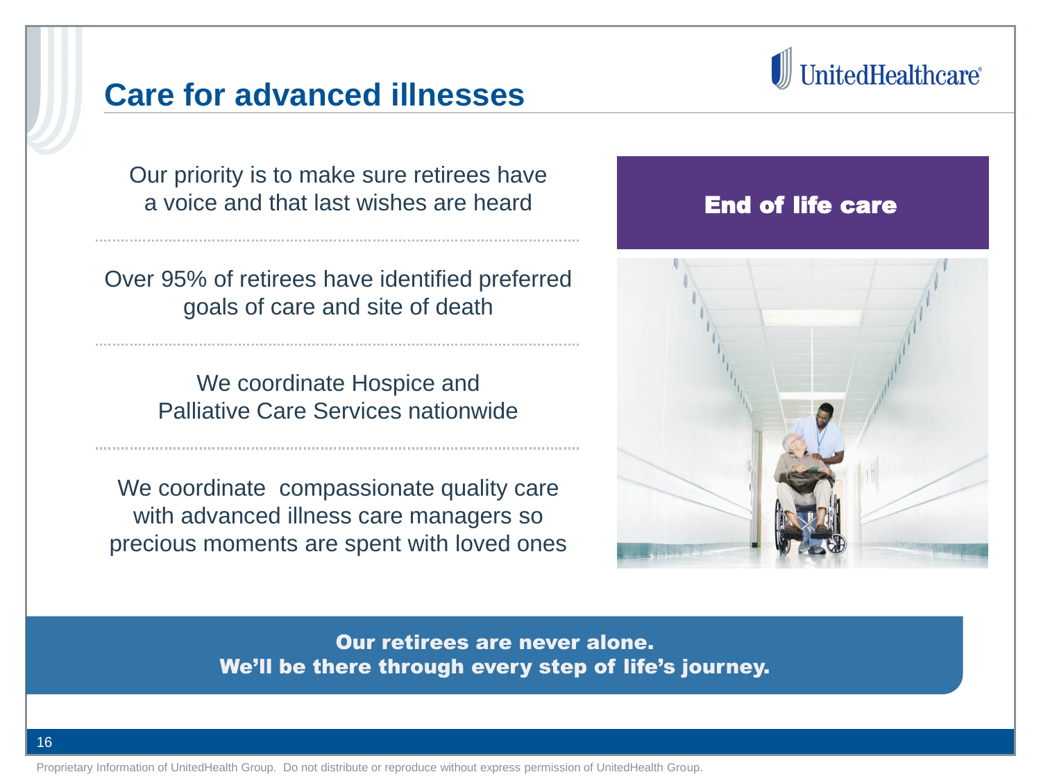# Care for advanced illnesses

UnitedHealthcare

Our priority is to make sure retirees have a voice and that last wishes are heard

Over 95% of retirees have identified preferred goals of care and site of death

We coordinate Hospice and Palliative Care Services nationwide

We coordinate compassionate quality care with advanced illness care managers so precious moments are spent with loved ones

**End of life care**

**Our retirees are never alone.**
**We'll be there through every step of life's journey.**

Proprietary Information of UnitedHealth Group. Do not distribute or reproduce without express permission of UnitedHealth Group.